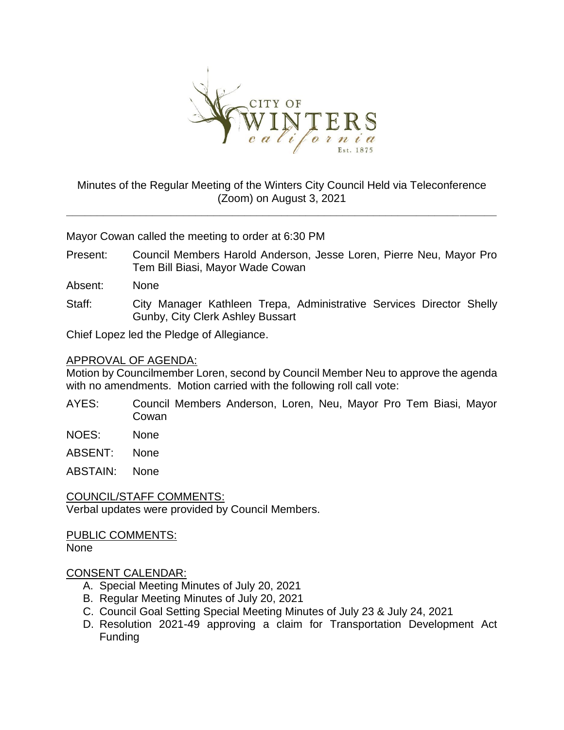Minutes of the Regular Meeting of the Winters City Council Held via Teleconference (Zoom) on August 3, 2021

---

Mayor Cowan called the meeting to order at 6:30 PM

Present: Council Members Harold Anderson, Jesse Loren, Pierre Neu, Mayor Pro Tem Bill Biasi, Mayor Wade Cowan

Absent: None

Staff: City Manager Kathleen Trepa, Administrative Services Director Shelly Gunby, City Clerk Ashley Bussart

Chief Lopez led the Pledge of Allegiance.

APPROVAL OF AGENDA:

Motion by Councilmember Loren, second by Council Member Neu to approve the agenda with no amendments. Motion carried with the following roll call vote:

AYES: Council Members Anderson, Loren, Neu, Mayor Pro Tem Biasi, Mayor Cowan

NOES: None

ABSENT: None

ABSTAIN: None

COUNCIL/STAFF COMMENTS:

Verbal updates were provided by Council Members.

PUBLIC COMMENTS:

None

CONSENT CALENDAR:

A. Special Meeting Minutes of July 20, 2021
B. Regular Meeting Minutes of July 20, 2021
C. Council Goal Setting Special Meeting Minutes of July 23 & July 24, 2021
D. Resolution 2021-49 approving a claim for Transportation Development Act Funding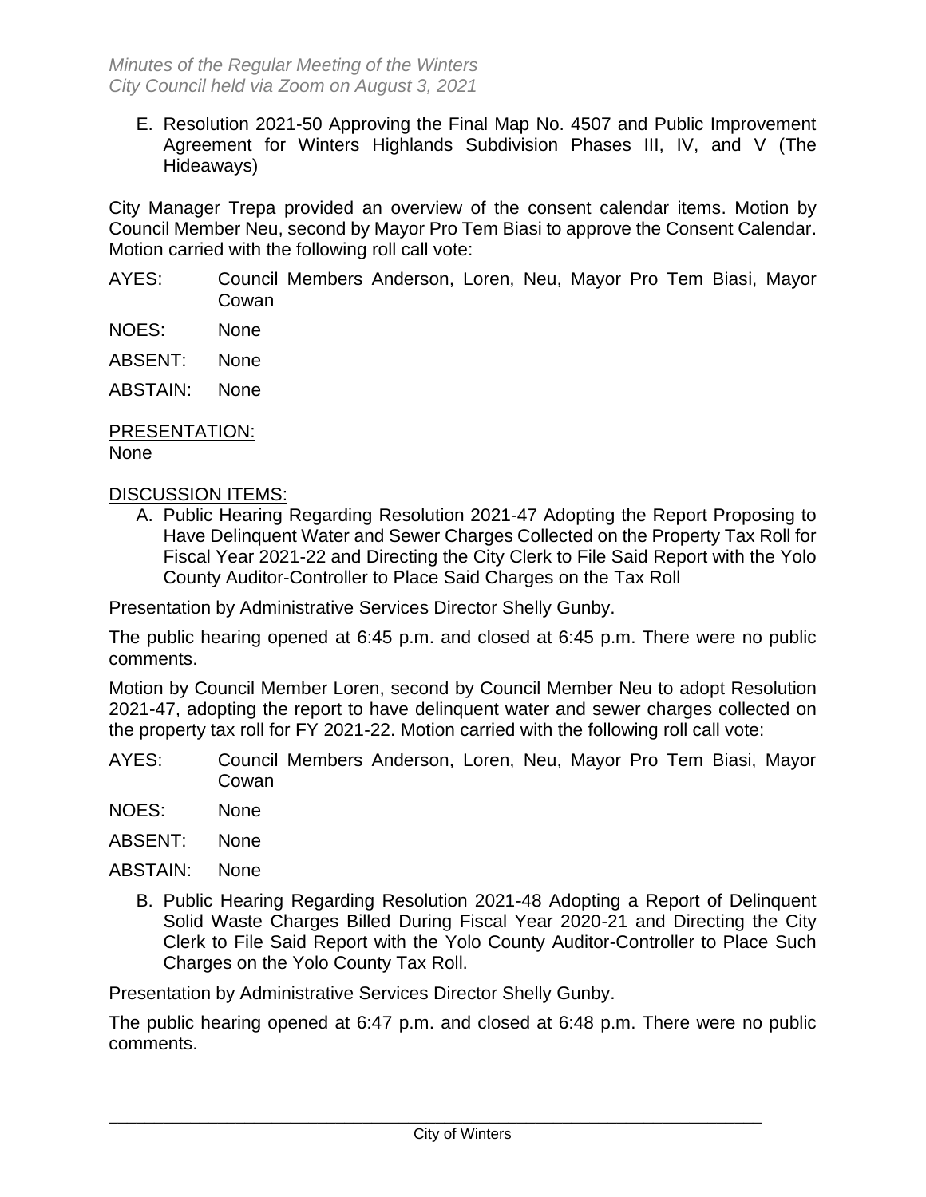E. Resolution 2021-50 Approving the Final Map No. 4507 and Public Improvement Agreement for Winters Highlands Subdivision Phases III, IV, and V (The Hideaways)

City Manager Trepa provided an overview of the consent calendar items. Motion by Council Member Neu, second by Mayor Pro Tem Biasi to approve the Consent Calendar. Motion carried with the following roll call vote:

AYES: Council Members Anderson, Loren, Neu, Mayor Pro Tem Biasi, Mayor Cowan

NOES: None

ABSENT: None

ABSTAIN: None

PRESENTATION:

None

DISCUSSION ITEMS:

A. Public Hearing Regarding Resolution 2021-47 Adopting the Report Proposing to Have Delinquent Water and Sewer Charges Collected on the Property Tax Roll for Fiscal Year 2021-22 and Directing the City Clerk to File Said Report with the Yolo County Auditor-Controller to Place Said Charges on the Tax Roll

Presentation by Administrative Services Director Shelly Gunby.

The public hearing opened at 6:45 p.m. and closed at 6:45 p.m. There were no public comments.

Motion by Council Member Loren, second by Council Member Neu to adopt Resolution 2021-47, adopting the report to have delinquent water and sewer charges collected on the property tax roll for FY 2021-22. Motion carried with the following roll call vote:

AYES: Council Members Anderson, Loren, Neu, Mayor Pro Tem Biasi, Mayor Cowan

NOES: None

ABSENT: None

ABSTAIN: None

B. Public Hearing Regarding Resolution 2021-48 Adopting a Report of Delinquent Solid Waste Charges Billed During Fiscal Year 2020-21 and Directing the City Clerk to File Said Report with the Yolo County Auditor-Controller to Place Such Charges on the Yolo County Tax Roll.

Presentation by Administrative Services Director Shelly Gunby.

The public hearing opened at 6:47 p.m. and closed at 6:48 p.m. There were no public comments.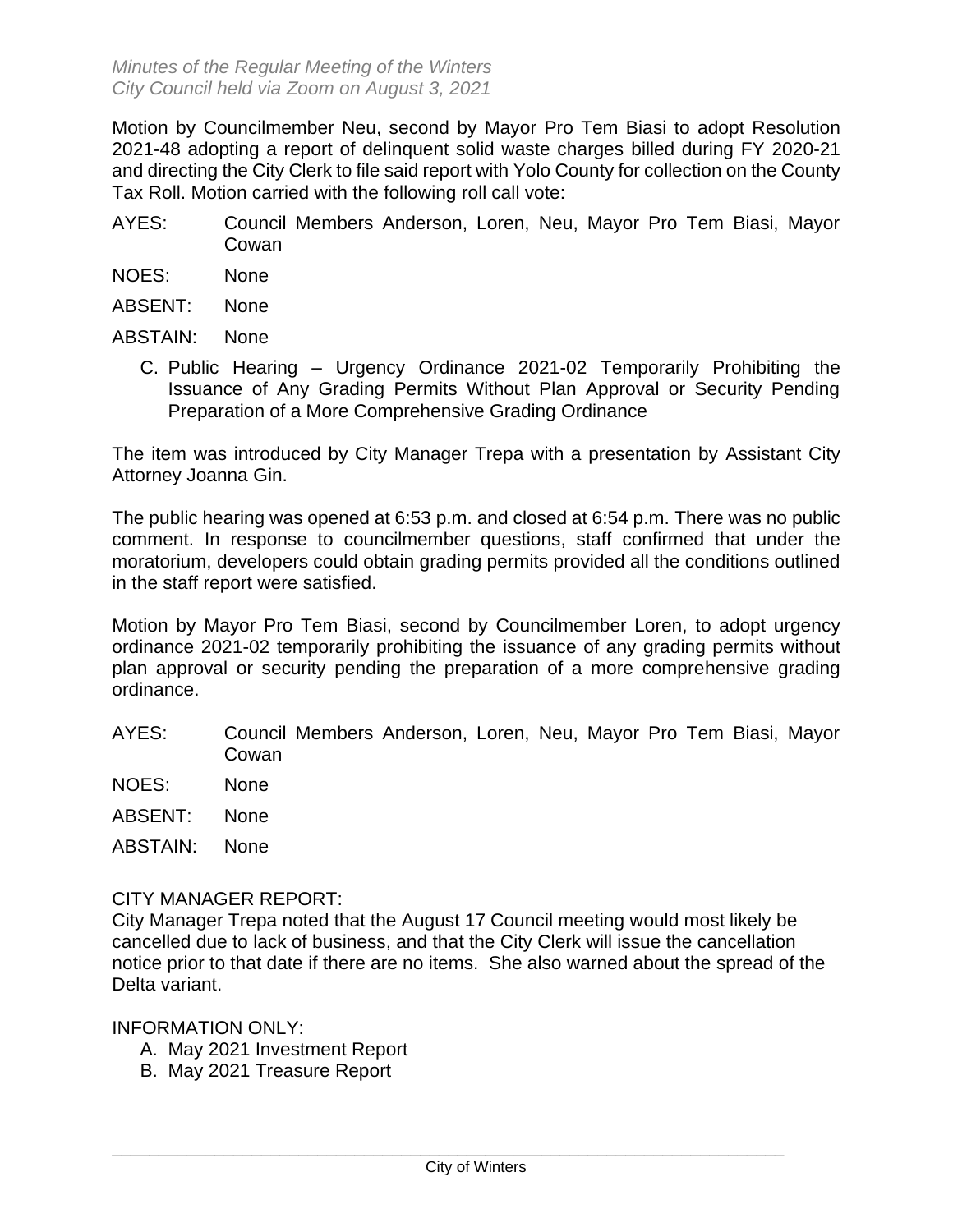Motion by Councilmember Neu, second by Mayor Pro Tem Biasi to adopt Resolution 2021-48 adopting a report of delinquent solid waste charges billed during FY 2020-21 and directing the City Clerk to file said report with Yolo County for collection on the County Tax Roll. Motion carried with the following roll call vote:

AYES: Council Members Anderson, Loren, Neu, Mayor Pro Tem Biasi, Mayor Cowan

NOES: None

ABSENT: None

ABSTAIN: None

C. Public Hearing – Urgency Ordinance 2021-02 Temporarily Prohibiting the Issuance of Any Grading Permits Without Plan Approval or Security Pending Preparation of a More Comprehensive Grading Ordinance

The item was introduced by City Manager Trepa with a presentation by Assistant City Attorney Joanna Gin.

The public hearing was opened at 6:53 p.m. and closed at 6:54 p.m. There was no public comment. In response to councilmember questions, staff confirmed that under the moratorium, developers could obtain grading permits provided all the conditions outlined in the staff report were satisfied.

Motion by Mayor Pro Tem Biasi, second by Councilmember Loren, to adopt urgency ordinance 2021-02 temporarily prohibiting the issuance of any grading permits without plan approval or security pending the preparation of a more comprehensive grading ordinance.

AYES: Council Members Anderson, Loren, Neu, Mayor Pro Tem Biasi, Mayor Cowan

NOES: None

ABSENT: None

ABSTAIN: None

CITY MANAGER REPORT:

City Manager Trepa noted that the August 17 Council meeting would most likely be cancelled due to lack of business, and that the City Clerk will issue the cancellation notice prior to that date if there are no items. She also warned about the spread of the Delta variant.

INFORMATION ONLY:

A. May 2021 Investment Report
B. May 2021 Treasure Report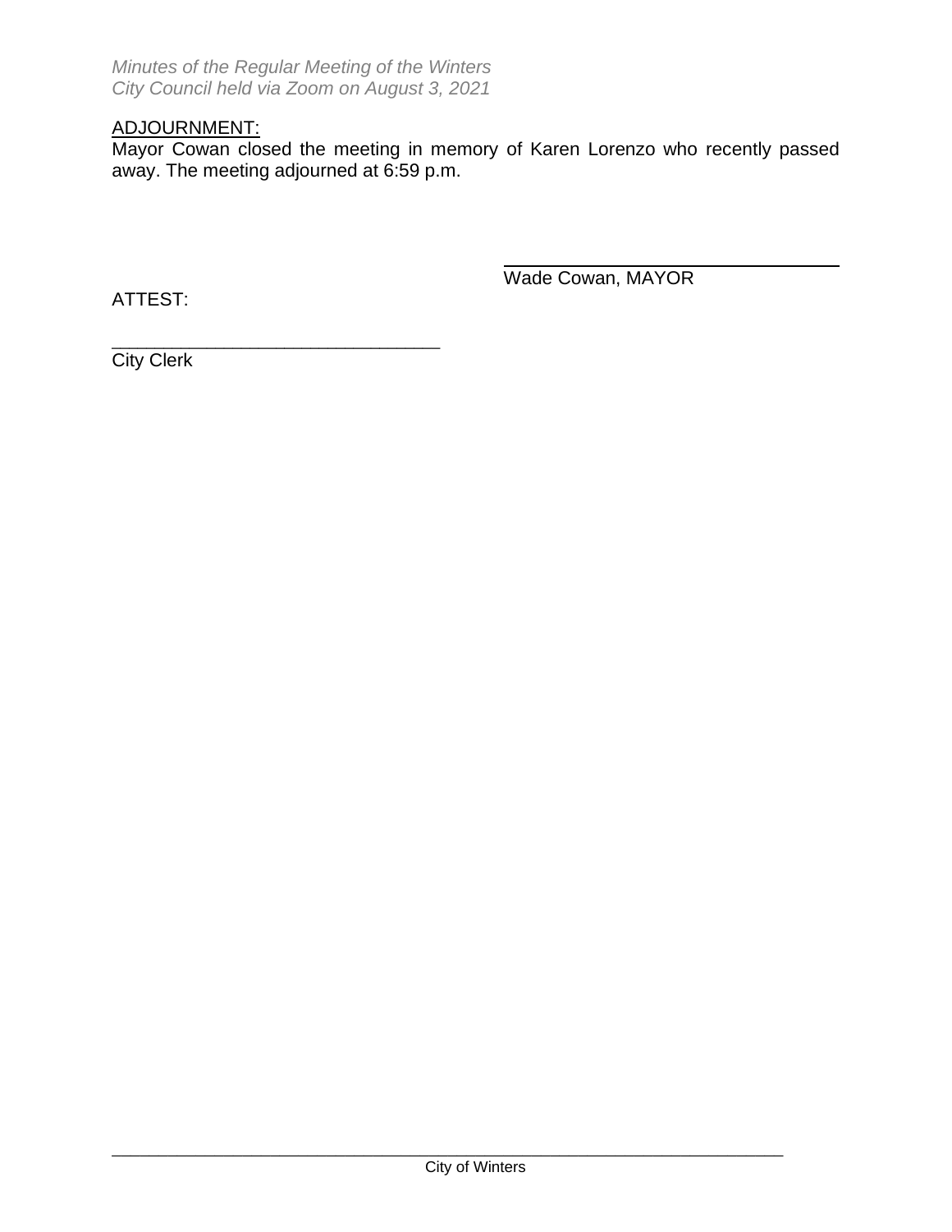ADJOURNMENT:

Mayor Cowan closed the meeting in memory of Karen Lorenzo who recently passed away. The meeting adjourned at 6:59 p.m.

_________________________________
Wade Cowan, MAYOR

ATTEST:

_________________________________
City Clerk